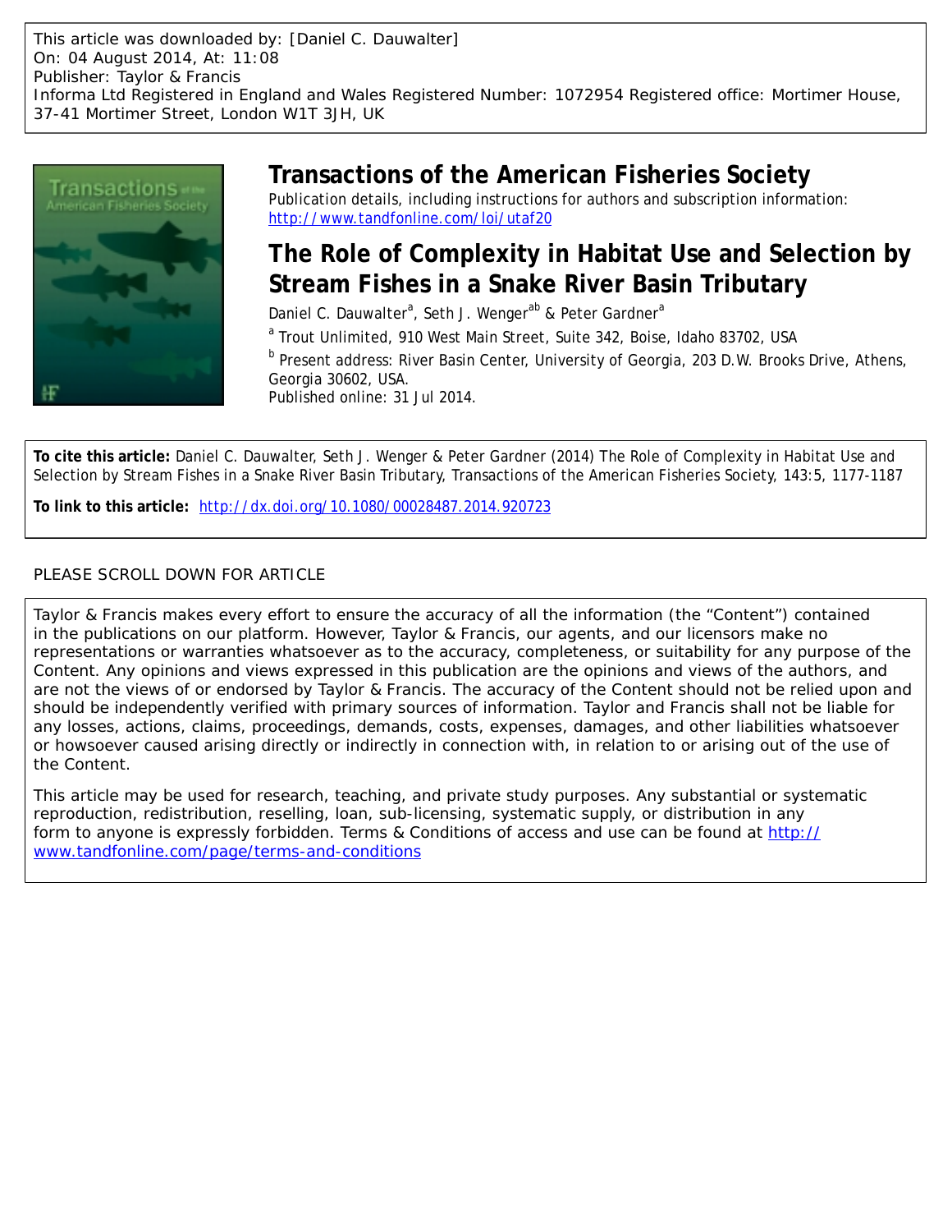This article was downloaded by: [Daniel C. Dauwalter]
On: 04 August 2014, At: 11:08
Publisher: Taylor & Francis
Informa Ltd Registered in England and Wales Registered Number: 1072954 Registered office: Mortimer House, 37-41 Mortimer Street, London W1T 3JH, UK

# Transactions of the American Fisheries Society

Publication details, including instructions for authors and subscription information:
http://www.tandfonline.com/loi/utaf20

## The Role of Complexity in Habitat Use and Selection by Stream Fishes in a Snake River Basin Tributary

Daniel C. Dauwalter[a], Seth J. Wenger[ab] & Peter Gardner[a]

[a] Trout Unlimited, 910 West Main Street, Suite 342, Boise, Idaho 83702, USA

[b] Present address: River Basin Center, University of Georgia, 203 D.W. Brooks Drive, Athens, Georgia 30602, USA.

Published online: 31 Jul 2014.

**To cite this article:** Daniel C. Dauwalter, Seth J. Wenger & Peter Gardner (2014) The Role of Complexity in Habitat Use and Selection by Stream Fishes in a Snake River Basin Tributary, Transactions of the American Fisheries Society, 143:5, 1177-1187

**To link to this article:** http://dx.doi.org/10.1080/00028487.2014.920723

PLEASE SCROLL DOWN FOR ARTICLE

Taylor & Francis makes every effort to ensure the accuracy of all the information (the "Content") contained in the publications on our platform. However, Taylor & Francis, our agents, and our licensors make no representations or warranties whatsoever as to the accuracy, completeness, or suitability for any purpose of the Content. Any opinions and views expressed in this publication are the opinions and views of the authors, and are not the views of or endorsed by Taylor & Francis. The accuracy of the Content should not be relied upon and should be independently verified with primary sources of information. Taylor and Francis shall not be liable for any losses, actions, claims, proceedings, demands, costs, expenses, damages, and other liabilities whatsoever or howsoever caused arising directly or indirectly in connection with, in relation to or arising out of the use of the Content.

This article may be used for research, teaching, and private study purposes. Any substantial or systematic reproduction, redistribution, reselling, loan, sub-licensing, systematic supply, or distribution in any form to anyone is expressly forbidden. Terms & Conditions of access and use can be found at http://www.tandfonline.com/page/terms-and-conditions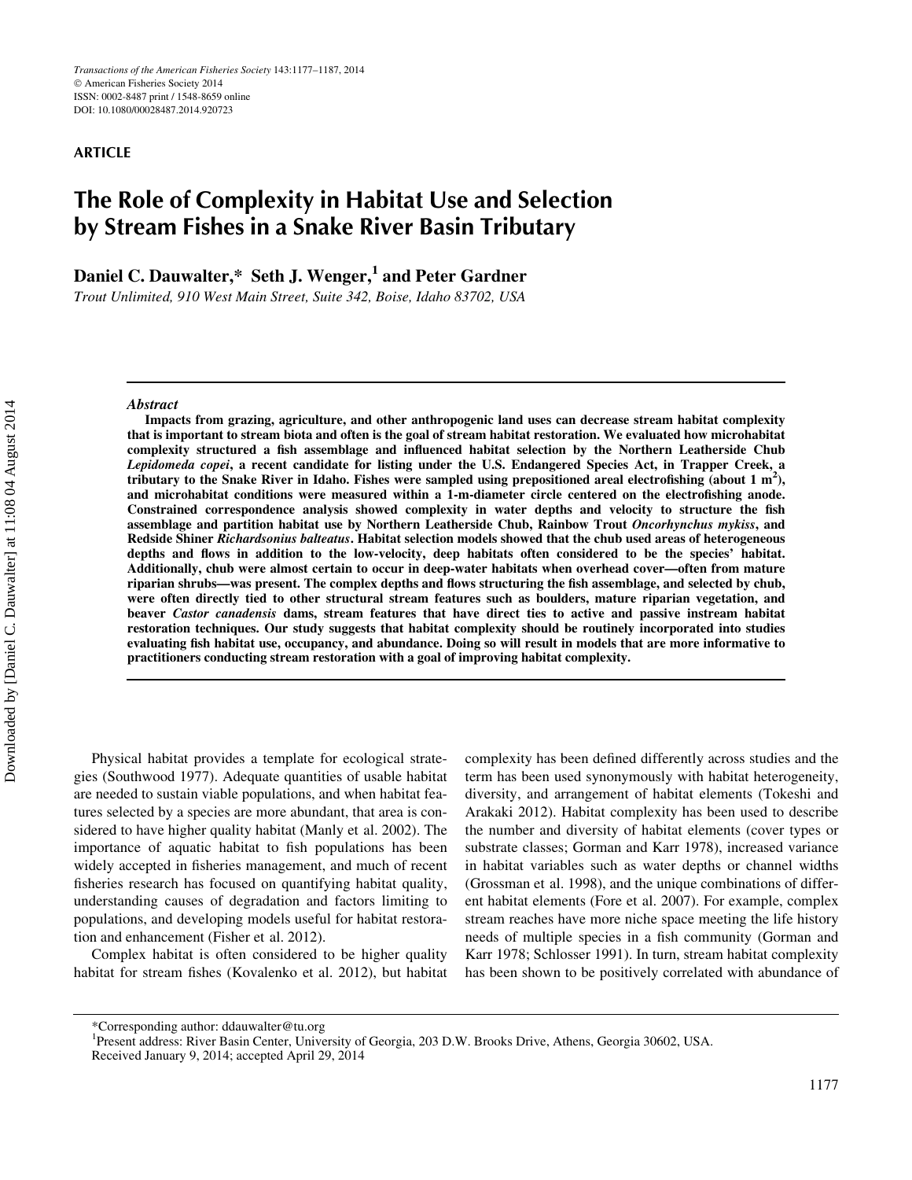ARTICLE

# The Role of Complexity in Habitat Use and Selection by Stream Fishes in a Snake River Basin Tributary

**Daniel C. Dauwalter,* Seth J. Wenger,[1] and Peter Gardner**

*Trout Unlimited, 910 West Main Street, Suite 342, Boise, Idaho 83702, USA*

### *Abstract*

**Impacts from grazing, agriculture, and other anthropogenic land uses can decrease stream habitat complexity that is important to stream biota and often is the goal of stream habitat restoration. We evaluated how microhabitat complexity structured a fish assemblage and influenced habitat selection by the Northern Leatherside Chub *Lepidomeda copei*, a recent candidate for listing under the U.S. Endangered Species Act, in Trapper Creek, a tributary to the Snake River in Idaho. Fishes were sampled using prepositioned areal electrofishing (about 1 m$^2$), and microhabitat conditions were measured within a 1-m-diameter circle centered on the electrofishing anode. Constrained correspondence analysis showed complexity in water depths and velocity to structure the fish assemblage and partition habitat use by Northern Leatherside Chub, Rainbow Trout *Oncorhynchus mykiss*, and Redside Shiner *Richardsonius balteatus*. Habitat selection models showed that the chub used areas of heterogeneous depths and flows in addition to the low-velocity, deep habitats often considered to be the species' habitat. Additionally, chub were almost certain to occur in deep-water habitats when overhead cover—often from mature riparian shrubs—was present. The complex depths and flows structuring the fish assemblage, and selected by chub, were often directly tied to other structural stream features such as boulders, mature riparian vegetation, and beaver *Castor canadensis* dams, stream features that have direct ties to active and passive instream habitat restoration techniques. Our study suggests that habitat complexity should be routinely incorporated into studies evaluating fish habitat use, occupancy, and abundance. Doing so will result in models that are more informative to practitioners conducting stream restoration with a goal of improving habitat complexity.**

Physical habitat provides a template for ecological strategies (Southwood 1977). Adequate quantities of usable habitat are needed to sustain viable populations, and when habitat features selected by a species are more abundant, that area is considered to have higher quality habitat (Manly et al. 2002). The importance of aquatic habitat to fish populations has been widely accepted in fisheries management, and much of recent fisheries research has focused on quantifying habitat quality, understanding causes of degradation and factors limiting to populations, and developing models useful for habitat restoration and enhancement (Fisher et al. 2012).

Complex habitat is often considered to be higher quality habitat for stream fishes (Kovalenko et al. 2012), but habitat complexity has been defined differently across studies and the term has been used synonymously with habitat heterogeneity, diversity, and arrangement of habitat elements (Tokeshi and Arakaki 2012). Habitat complexity has been used to describe the number and diversity of habitat elements (cover types or substrate classes; Gorman and Karr 1978), increased variance in habitat variables such as water depths or channel widths (Grossman et al. 1998), and the unique combinations of different habitat elements (Fore et al. 2007). For example, complex stream reaches have more niche space meeting the life history needs of multiple species in a fish community (Gorman and Karr 1978; Schlosser 1991). In turn, stream habitat complexity has been shown to be positively correlated with abundance of

*Corresponding author: ddauwalter@tu.org

[1]Present address: River Basin Center, University of Georgia, 203 D.W. Brooks Drive, Athens, Georgia 30602, USA.

Received January 9, 2014; accepted April 29, 2014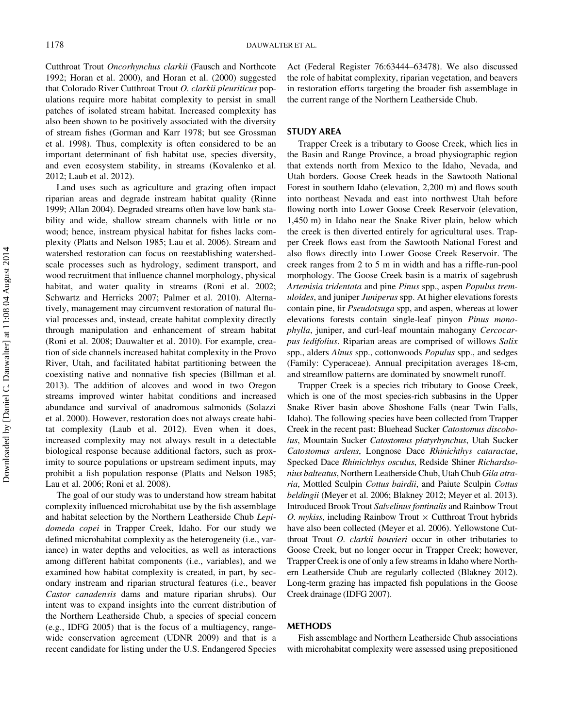Cutthroat Trout *Oncorhynchus clarkii* (Fausch and Northcote 1992; Horan et al. 2000), and Horan et al. (2000) suggested that Colorado River Cutthroat Trout *O. clarkii pleuriticus* populations require more habitat complexity to persist in small patches of isolated stream habitat. Increased complexity has also been shown to be positively associated with the diversity of stream fishes (Gorman and Karr 1978; but see Grossman et al. 1998). Thus, complexity is often considered to be an important determinant of fish habitat use, species diversity, and even ecosystem stability, in streams (Kovalenko et al. 2012; Laub et al. 2012).

Land uses such as agriculture and grazing often impact riparian areas and degrade instream habitat quality (Rinne 1999; Allan 2004). Degraded streams often have low bank stability and wide, shallow stream channels with little or no wood; hence, instream physical habitat for fishes lacks complexity (Platts and Nelson 1985; Lau et al. 2006). Stream and watershed restoration can focus on reestablishing watershed-scale processes such as hydrology, sediment transport, and wood recruitment that influence channel morphology, physical habitat, and water quality in streams (Roni et al. 2002; Schwartz and Herricks 2007; Palmer et al. 2010). Alternatively, management may circumvent restoration of natural fluvial processes and, instead, create habitat complexity directly through manipulation and enhancement of stream habitat (Roni et al. 2008; Dauwalter et al. 2010). For example, creation of side channels increased habitat complexity in the Provo River, Utah, and facilitated habitat partitioning between the coexisting native and nonnative fish species (Billman et al. 2013). The addition of alcoves and wood in two Oregon streams improved winter habitat conditions and increased abundance and survival of anadromous salmonids (Solazzi et al. 2000). However, restoration does not always create habitat complexity (Laub et al. 2012). Even when it does, increased complexity may not always result in a detectable biological response because additional factors, such as proximity to source populations or upstream sediment inputs, may prohibit a fish population response (Platts and Nelson 1985; Lau et al. 2006; Roni et al. 2008).

The goal of our study was to understand how stream habitat complexity influenced microhabitat use by the fish assemblage and habitat selection by the Northern Leatherside Chub *Lepidomeda copei* in Trapper Creek, Idaho. For our study we defined microhabitat complexity as the heterogeneity (i.e., variance) in water depths and velocities, as well as interactions among different habitat components (i.e., variables), and we examined how habitat complexity is created, in part, by secondary instream and riparian structural features (i.e., beaver *Castor canadensis* dams and mature riparian shrubs). Our intent was to expand insights into the current distribution of the Northern Leatherside Chub, a species of special concern (e.g., IDFG 2005) that is the focus of a multiagency, range-wide conservation agreement (UDNR 2009) and that is a recent candidate for listing under the U.S. Endangered Species Act (Federal Register 76:63444–63478). We also discussed the role of habitat complexity, riparian vegetation, and beavers in restoration efforts targeting the broader fish assemblage in the current range of the Northern Leatherside Chub.

## STUDY AREA

Trapper Creek is a tributary to Goose Creek, which lies in the Basin and Range Province, a broad physiographic region that extends north from Mexico to the Idaho, Nevada, and Utah borders. Goose Creek heads in the Sawtooth National Forest in southern Idaho (elevation, 2,200 m) and flows south into northeast Nevada and east into northwest Utah before flowing north into Lower Goose Creek Reservoir (elevation, 1,450 m) in Idaho near the Snake River plain, below which the creek is then diverted entirely for agricultural uses. Trapper Creek flows east from the Sawtooth National Forest and also flows directly into Lower Goose Creek Reservoir. The creek ranges from 2 to 5 m in width and has a riffle-run-pool morphology. The Goose Creek basin is a matrix of sagebrush *Artemisia tridentata* and pine *Pinus* spp., aspen *Populus tremuloides*, and juniper *Juniperus* spp. At higher elevations forests contain pine, fir *Pseudotsuga* spp, and aspen, whereas at lower elevations forests contain single-leaf pinyon *Pinus monophylla*, juniper, and curl-leaf mountain mahogany *Cercocarpus ledifolius*. Riparian areas are comprised of willows *Salix* spp., alders *Alnus* spp., cottonwoods *Populus* spp., and sedges (Family: Cyperaceae). Annual precipitation averages 18-cm, and streamflow patterns are dominated by snowmelt runoff.

Trapper Creek is a species rich tributary to Goose Creek, which is one of the most species-rich subbasins in the Upper Snake River basin above Shoshone Falls (near Twin Falls, Idaho). The following species have been collected from Trapper Creek in the recent past: Bluehead Sucker *Catostomus discobolus*, Mountain Sucker *Catostomus platyrhynchus*, Utah Sucker *Catostomus ardens*, Longnose Dace *Rhinichthys cataractae*, Specked Dace *Rhinichthys osculus*, Redside Shiner *Richardsonius balteatus*, Northern Leatherside Chub, Utah Chub *Gila atraria*, Mottled Sculpin *Cottus bairdii*, and Paiute Sculpin *Cottus beldingii* (Meyer et al. 2006; Blakney 2012; Meyer et al. 2013). Introduced Brook Trout *Salvelinus fontinalis* and Rainbow Trout *O. mykiss*, including Rainbow Trout × Cutthroat Trout hybrids have also been collected (Meyer et al. 2006). Yellowstone Cutthroat Trout *O. clarkii bouvieri* occur in other tributaries to Goose Creek, but no longer occur in Trapper Creek; however, Trapper Creek is one of only a few streams in Idaho where Northern Leatherside Chub are regularly collected (Blakney 2012). Long-term grazing has impacted fish populations in the Goose Creek drainage (IDFG 2007).

## METHODS

Fish assemblage and Northern Leatherside Chub associations with microhabitat complexity were assessed using prepositioned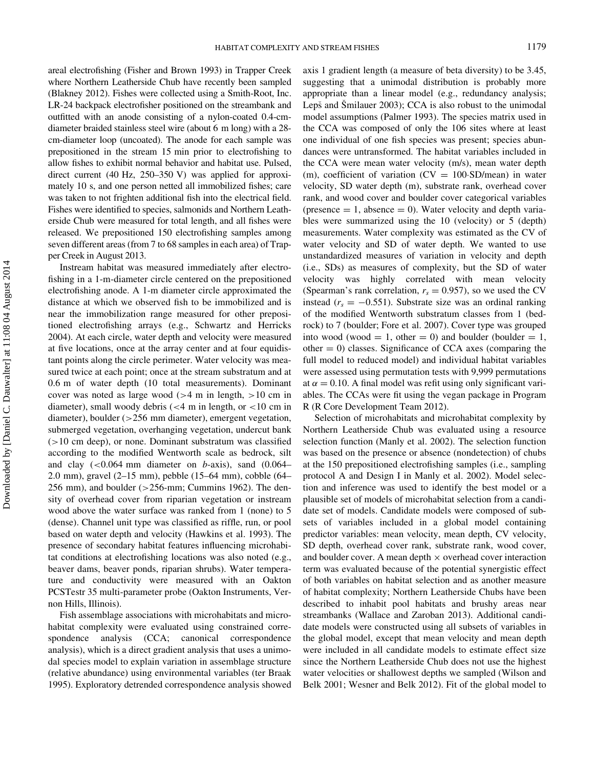areal electrofishing (Fisher and Brown 1993) in Trapper Creek where Northern Leatherside Chub have recently been sampled (Blakney 2012). Fishes were collected using a Smith-Root, Inc. LR-24 backpack electrofisher positioned on the streambank and outfitted with an anode consisting of a nylon-coated 0.4-cm-diameter braided stainless steel wire (about 6 m long) with a 28-cm-diameter loop (uncoated). The anode for each sample was prepositioned in the stream 15 min prior to electrofishing to allow fishes to exhibit normal behavior and habitat use. Pulsed, direct current (40 Hz, 250–350 V) was applied for approximately 10 s, and one person netted all immobilized fishes; care was taken to not frighten additional fish into the electrical field. Fishes were identified to species, salmonids and Northern Leatherside Chub were measured for total length, and all fishes were released. We prepositioned 150 electrofishing samples among seven different areas (from 7 to 68 samples in each area) of Trapper Creek in August 2013.

Instream habitat was measured immediately after electrofishing in a 1-m-diameter circle centered on the prepositioned electrofishing anode. A 1-m diameter circle approximated the distance at which we observed fish to be immobilized and is near the immobilization range measured for other prepositioned electrofishing arrays (e.g., Schwartz and Herricks 2004). At each circle, water depth and velocity were measured at five locations, once at the array center and at four equidistant points along the circle perimeter. Water velocity was measured twice at each point; once at the stream substratum and at 0.6 m of water depth (10 total measurements). Dominant cover was noted as large wood (>4 m in length, >10 cm in diameter), small woody debris (<4 m in length, or <10 cm in diameter), boulder (>256 mm diameter), emergent vegetation, submerged vegetation, overhanging vegetation, undercut bank (>10 cm deep), or none. Dominant substratum was classified according to the modified Wentworth scale as bedrock, silt and clay (<0.064 mm diameter on *b*-axis), sand (0.064–2.0 mm), gravel (2–15 mm), pebble (15–64 mm), cobble (64–256 mm), and boulder (>256-mm; Cummins 1962). The density of overhead cover from riparian vegetation or instream wood above the water surface was ranked from 1 (none) to 5 (dense). Channel unit type was classified as riffle, run, or pool based on water depth and velocity (Hawkins et al. 1993). The presence of secondary habitat features influencing microhabitat conditions at electrofishing locations was also noted (e.g., beaver dams, beaver ponds, riparian shrubs). Water temperature and conductivity were measured with an Oakton PCSTestr 35 multi-parameter probe (Oakton Instruments, Vernon Hills, Illinois).

Fish assemblage associations with microhabitats and microhabitat complexity were evaluated using constrained correspondence analysis (CCA; canonical correspondence analysis), which is a direct gradient analysis that uses a unimodal species model to explain variation in assemblage structure (relative abundance) using environmental variables (ter Braak 1995). Exploratory detrended correspondence analysis showed axis 1 gradient length (a measure of beta diversity) to be 3.45, suggesting that a unimodal distribution is probably more appropriate than a linear model (e.g., redundancy analysis; Lepš and Šmilauer 2003); CCA is also robust to the unimodal model assumptions (Palmer 1993). The species matrix used in the CCA was composed of only the 106 sites where at least one individual of one fish species was present; species abundances were untransformed. The habitat variables included in the CCA were mean water velocity (m/s), mean water depth (m), coefficient of variation (CV = 100·SD/mean) in water velocity, SD water depth (m), substrate rank, overhead cover rank, and wood cover and boulder cover categorical variables (presence = 1, absence = 0). Water velocity and depth variables were summarized using the 10 (velocity) or 5 (depth) measurements. Water complexity was estimated as the CV of water velocity and SD of water depth. We wanted to use unstandardized measures of variation in velocity and depth (i.e., SDs) as measures of complexity, but the SD of water velocity was highly correlated with mean velocity (Spearman's rank correlation, $r_s = 0.957$), so we used the CV instead ($r_s = -0.551$). Substrate size was an ordinal ranking of the modified Wentworth substratum classes from 1 (bedrock) to 7 (boulder; Fore et al. 2007). Cover type was grouped into wood (wood = 1, other = 0) and boulder (boulder = 1, other = 0) classes. Significance of CCA axes (comparing the full model to reduced model) and individual habitat variables were assessed using permutation tests with 9,999 permutations at $\alpha = 0.10$. A final model was refit using only significant variables. The CCAs were fit using the vegan package in Program R (R Core Development Team 2012).

Selection of microhabitats and microhabitat complexity by Northern Leatherside Chub was evaluated using a resource selection function (Manly et al. 2002). The selection function was based on the presence or absence (nondetection) of chubs at the 150 prepositioned electrofishing samples (i.e., sampling protocol A and Design I in Manly et al. 2002). Model selection and inference was used to identify the best model or a plausible set of models of microhabitat selection from a candidate set of models. Candidate models were composed of subsets of variables included in a global model containing predictor variables: mean velocity, mean depth, CV velocity, SD depth, overhead cover rank, substrate rank, wood cover, and boulder cover. A mean depth × overhead cover interaction term was evaluated because of the potential synergistic effect of both variables on habitat selection and as another measure of habitat complexity; Northern Leatherside Chubs have been described to inhabit pool habitats and brushy areas near streambanks (Wallace and Zaroban 2013). Additional candidate models were constructed using all subsets of variables in the global model, except that mean velocity and mean depth were included in all candidate models to estimate effect size since the Northern Leatherside Chub does not use the highest water velocities or shallowest depths we sampled (Wilson and Belk 2001; Wesner and Belk 2012). Fit of the global model to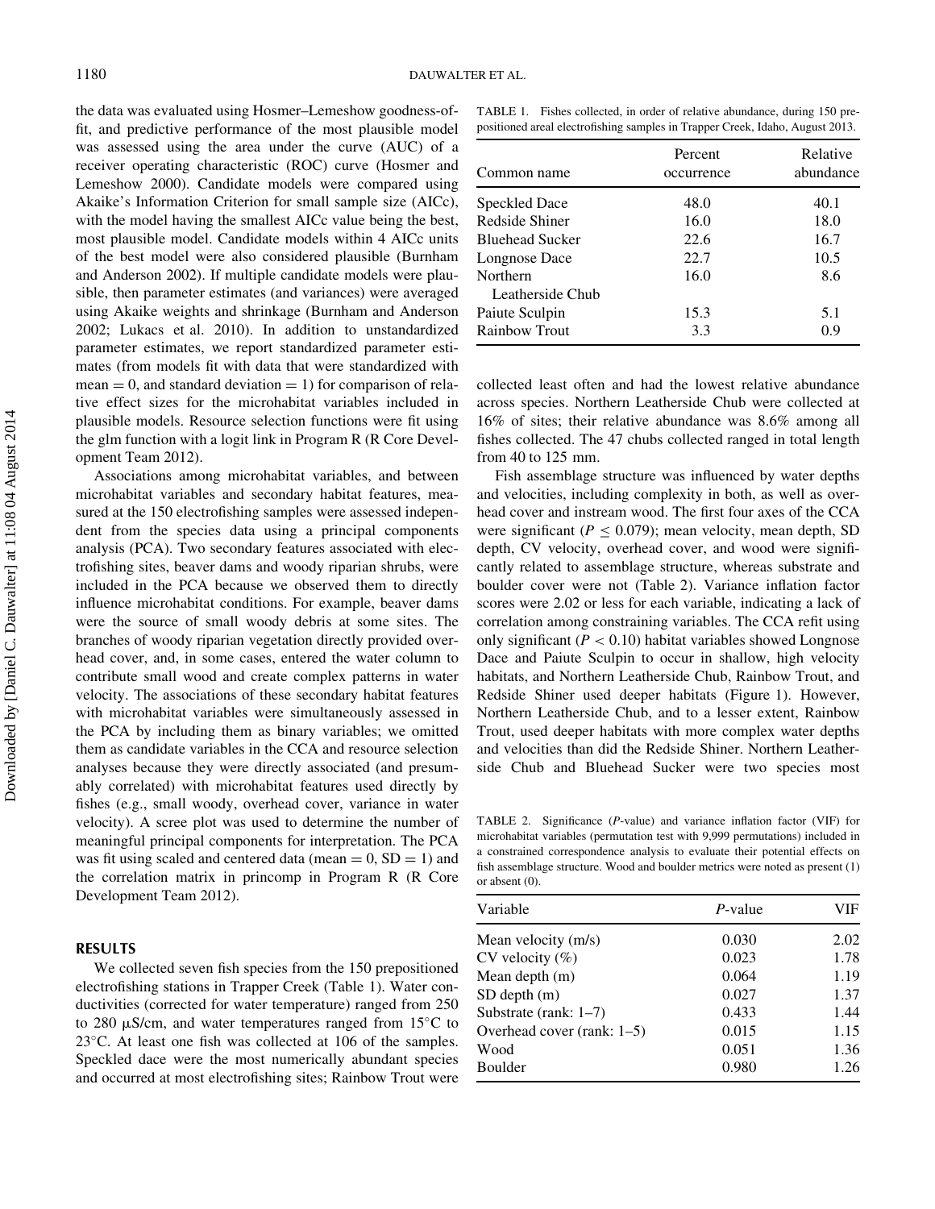the data was evaluated using Hosmer–Lemeshow goodness-of-fit, and predictive performance of the most plausible model was assessed using the area under the curve (AUC) of a receiver operating characteristic (ROC) curve (Hosmer and Lemeshow 2000). Candidate models were compared using Akaike's Information Criterion for small sample size (AICc), with the model having the smallest AICc value being the best, most plausible model. Candidate models within 4 AICc units of the best model were also considered plausible (Burnham and Anderson 2002). If multiple candidate models were plausible, then parameter estimates (and variances) were averaged using Akaike weights and shrinkage (Burnham and Anderson 2002; Lukacs et al. 2010). In addition to unstandardized parameter estimates, we report standardized parameter estimates (from models fit with data that were standardized with mean = 0, and standard deviation = 1) for comparison of relative effect sizes for the microhabitat variables included in plausible models. Resource selection functions were fit using the glm function with a logit link in Program R (R Core Development Team 2012).

Associations among microhabitat variables, and between microhabitat variables and secondary habitat features, measured at the 150 electrofishing samples were assessed independent from the species data using a principal components analysis (PCA). Two secondary features associated with electrofishing sites, beaver dams and woody riparian shrubs, were included in the PCA because we observed them to directly influence microhabitat conditions. For example, beaver dams were the source of small woody debris at some sites. The branches of woody riparian vegetation directly provided overhead cover, and, in some cases, entered the water column to contribute small wood and create complex patterns in water velocity. The associations of these secondary habitat features with microhabitat variables were simultaneously assessed in the PCA by including them as binary variables; we omitted them as candidate variables in the CCA and resource selection analyses because they were directly associated (and presumably correlated) with microhabitat features used directly by fishes (e.g., small woody, overhead cover, variance in water velocity). A scree plot was used to determine the number of meaningful principal components for interpretation. The PCA was fit using scaled and centered data (mean = 0, SD = 1) and the correlation matrix in princomp in Program R (R Core Development Team 2012).

## RESULTS

We collected seven fish species from the 150 prepositioned electrofishing stations in Trapper Creek (Table 1). Water conductivities (corrected for water temperature) ranged from 250 to 280 μS/cm, and water temperatures ranged from 15°C to 23°C. At least one fish was collected at 106 of the samples. Speckled dace were the most numerically abundant species and occurred at most electrofishing sites; Rainbow Trout were collected least often and had the lowest relative abundance across species. Northern Leatherside Chub were collected at 16% of sites; their relative abundance was 8.6% among all fishes collected. The 47 chubs collected ranged in total length from 40 to 125 mm.

TABLE 1. Fishes collected, in order of relative abundance, during 150 prepositioned areal electrofishing samples in Trapper Creek, Idaho, August 2013.

| Common name | Percent occurrence | Relative abundance |
|---|---|---|
| Speckled Dace | 48.0 | 40.1 |
| Redside Shiner | 16.0 | 18.0 |
| Bluehead Sucker | 22.6 | 16.7 |
| Longnose Dace | 22.7 | 10.5 |
| Northern Leatherside Chub | 16.0 | 8.6 |
| Paiute Sculpin | 15.3 | 5.1 |
| Rainbow Trout | 3.3 | 0.9 |

Fish assemblage structure was influenced by water depths and velocities, including complexity in both, as well as overhead cover and instream wood. The first four axes of the CCA were significant ($P \leq 0.079$); mean velocity, mean depth, SD depth, CV velocity, overhead cover, and wood were significantly related to assemblage structure, whereas substrate and boulder cover were not (Table 2). Variance inflation factor scores were 2.02 or less for each variable, indicating a lack of correlation among constraining variables. The CCA refit using only significant ($P < 0.10$) habitat variables showed Longnose Dace and Paiute Sculpin to occur in shallow, high velocity habitats, and Northern Leatherside Chub, Rainbow Trout, and Redside Shiner used deeper habitats (Figure 1). However, Northern Leatherside Chub, and to a lesser extent, Rainbow Trout, used deeper habitats with more complex water depths and velocities than did the Redside Shiner. Northern Leatherside Chub and Bluehead Sucker were two species most

TABLE 2. Significance (*P*-value) and variance inflation factor (VIF) for microhabitat variables (permutation test with 9,999 permutations) included in a constrained correspondence analysis to evaluate their potential effects on fish assemblage structure. Wood and boulder metrics were noted as present (1) or absent (0).

| Variable | *P*-value | VIF |
|---|---|---|
| Mean velocity (m/s) | 0.030 | 2.02 |
| CV velocity (%) | 0.023 | 1.78 |
| Mean depth (m) | 0.064 | 1.19 |
| SD depth (m) | 0.027 | 1.37 |
| Substrate (rank: 1–7) | 0.433 | 1.44 |
| Overhead cover (rank: 1–5) | 0.015 | 1.15 |
| Wood | 0.051 | 1.36 |
| Boulder | 0.980 | 1.26 |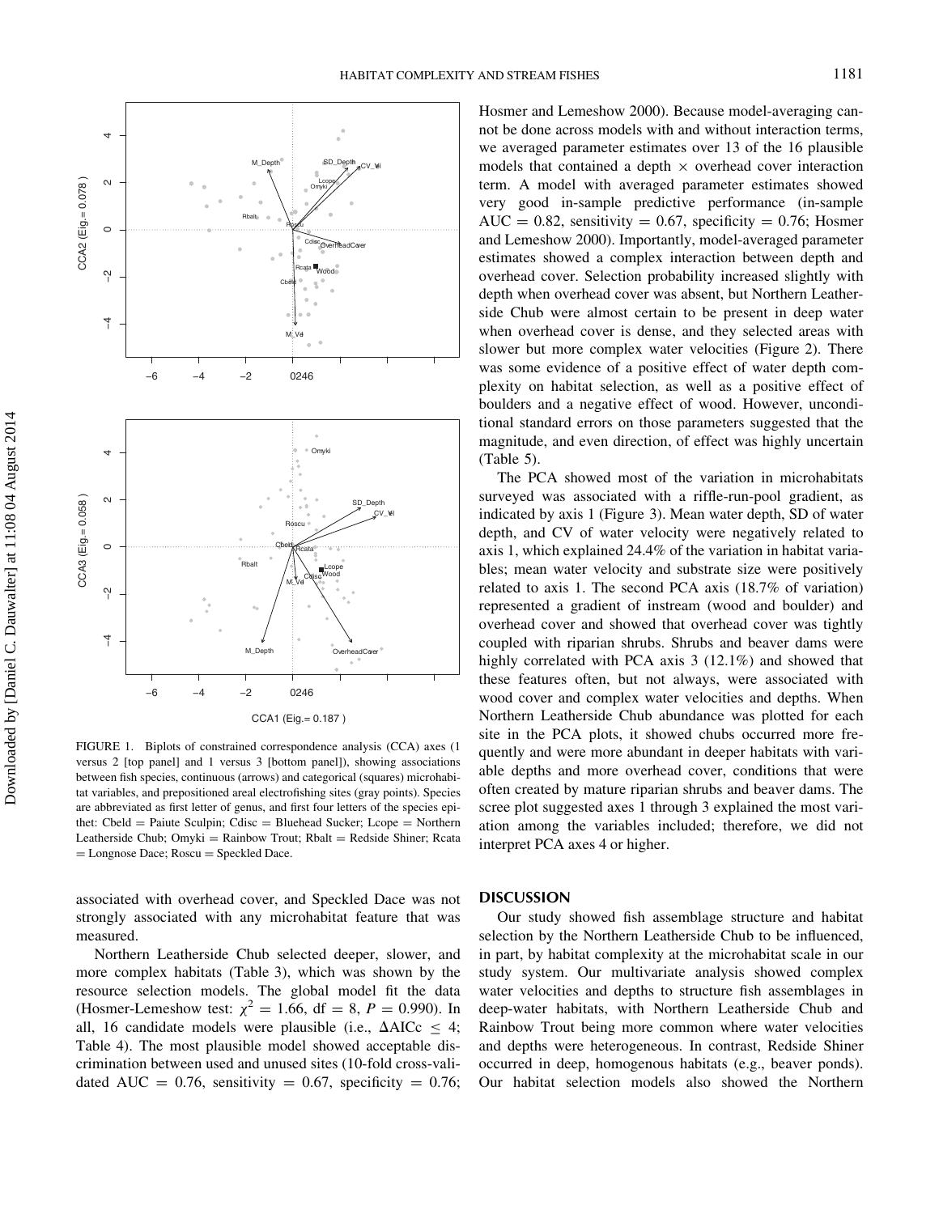FIGURE 1. Biplots of constrained correspondence analysis (CCA) axes (1 versus 2 [top panel] and 1 versus 3 [bottom panel]), showing associations between fish species, continuous (arrows) and categorical (squares) microhabitat variables, and prepositioned areal electrofishing sites (gray points). Species are abbreviated as first letter of genus, and first four letters of the species epithet: Cbeld = Paiute Sculpin; Cdisc = Bluehead Sucker; Lcope = Northern Leatherside Chub; Omyki = Rainbow Trout; Rbalt = Redside Shiner; Rcata = Longnose Dace; Roscu = Speckled Dace.

associated with overhead cover, and Speckled Dace was not strongly associated with any microhabitat feature that was measured.

Northern Leatherside Chub selected deeper, slower, and more complex habitats (Table 3), which was shown by the resource selection models. The global model fit the data (Hosmer-Lemeshow test: $\chi^2 = 1.66$, df = 8, $P = 0.990$). In all, 16 candidate models were plausible (i.e., $\Delta$AICc $\leq$ 4; Table 4). The most plausible model showed acceptable discrimination between used and unused sites (10-fold cross-validated AUC = 0.76, sensitivity = 0.67, specificity = 0.76; Hosmer and Lemeshow 2000). Because model-averaging cannot be done across models with and without interaction terms, we averaged parameter estimates over 13 of the 16 plausible models that contained a depth × overhead cover interaction term. A model with averaged parameter estimates showed very good in-sample predictive performance (in-sample AUC = 0.82, sensitivity = 0.67, specificity = 0.76; Hosmer and Lemeshow 2000). Importantly, model-averaged parameter estimates showed a complex interaction between depth and overhead cover. Selection probability increased slightly with depth when overhead cover was absent, but Northern Leatherside Chub were almost certain to be present in deep water when overhead cover is dense, and they selected areas with slower but more complex water velocities (Figure 2). There was some evidence of a positive effect of water depth complexity on habitat selection, as well as a positive effect of boulders and a negative effect of wood. However, unconditional standard errors on those parameters suggested that the magnitude, and even direction, of effect was highly uncertain (Table 5).

The PCA showed most of the variation in microhabitats surveyed was associated with a riffle-run-pool gradient, as indicated by axis 1 (Figure 3). Mean water depth, SD of water depth, and CV of water velocity were negatively related to axis 1, which explained 24.4% of the variation in habitat variables; mean water velocity and substrate size were positively related to axis 1. The second PCA axis (18.7% of variation) represented a gradient of instream (wood and boulder) and overhead cover and showed that overhead cover was tightly coupled with riparian shrubs. Shrubs and beaver dams were highly correlated with PCA axis 3 (12.1%) and showed that these features often, but not always, were associated with wood cover and complex water velocities and depths. When Northern Leatherside Chub abundance was plotted for each site in the PCA plots, it showed chubs occurred more frequently and were more abundant in deeper habitats with variable depths and more overhead cover, conditions that were often created by mature riparian shrubs and beaver dams. The scree plot suggested axes 1 through 3 explained the most variation among the variables included; therefore, we did not interpret PCA axes 4 or higher.

## DISCUSSION

Our study showed fish assemblage structure and habitat selection by the Northern Leatherside Chub to be influenced, in part, by habitat complexity at the microhabitat scale in our study system. Our multivariate analysis showed complex water velocities and depths to structure fish assemblages in deep-water habitats, with Northern Leatherside Chub and Rainbow Trout being more common where water velocities and depths were heterogeneous. In contrast, Redside Shiner occurred in deep, homogenous habitats (e.g., beaver ponds). Our habitat selection models also showed the Northern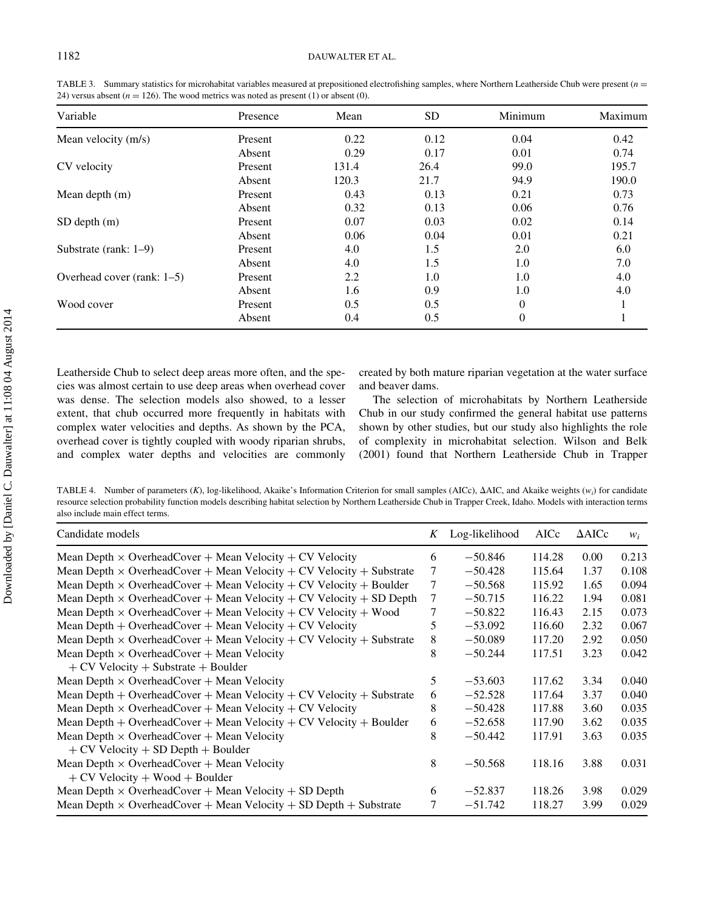TABLE 3. Summary statistics for microhabitat variables measured at prepositioned electrofishing samples, where Northern Leatherside Chub were present ($n$ = 24) versus absent ($n$ = 126). The wood metrics was noted as present (1) or absent (0).

| Variable | Presence | Mean | SD | Minimum | Maximum |
|---|---|---|---|---|---|
| Mean velocity (m/s) | Present | 0.22 | 0.12 | 0.04 | 0.42 |
| | Absent | 0.29 | 0.17 | 0.01 | 0.74 |
| CV velocity | Present | 131.4 | 26.4 | 99.0 | 195.7 |
| | Absent | 120.3 | 21.7 | 94.9 | 190.0 |
| Mean depth (m) | Present | 0.43 | 0.13 | 0.21 | 0.73 |
| | Absent | 0.32 | 0.13 | 0.06 | 0.76 |
| SD depth (m) | Present | 0.07 | 0.03 | 0.02 | 0.14 |
| | Absent | 0.06 | 0.04 | 0.01 | 0.21 |
| Substrate (rank: 1–9) | Present | 4.0 | 1.5 | 2.0 | 6.0 |
| | Absent | 4.0 | 1.5 | 1.0 | 7.0 |
| Overhead cover (rank: 1–5) | Present | 2.2 | 1.0 | 1.0 | 4.0 |
| | Absent | 1.6 | 0.9 | 1.0 | 4.0 |
| Wood cover | Present | 0.5 | 0.5 | 0 | 1 |
| | Absent | 0.4 | 0.5 | 0 | 1 |

Leatherside Chub to select deep areas more often, and the species was almost certain to use deep areas when overhead cover was dense. The selection models also showed, to a lesser extent, that chub occurred more frequently in habitats with complex water velocities and depths. As shown by the PCA, overhead cover is tightly coupled with woody riparian shrubs, and complex water depths and velocities are commonly created by both mature riparian vegetation at the water surface and beaver dams.

The selection of microhabitats by Northern Leatherside Chub in our study confirmed the general habitat use patterns shown by other studies, but our study also highlights the role of complexity in microhabitat selection. Wilson and Belk (2001) found that Northern Leatherside Chub in Trapper

TABLE 4. Number of parameters ($K$), log-likelihood, Akaike's Information Criterion for small samples (AICc), ΔAIC, and Akaike weights ($w_i$) for candidate resource selection probability function models describing habitat selection by Northern Leatherside Chub in Trapper Creek, Idaho. Models with interaction terms also include main effect terms.

| Candidate models | $K$ | Log-likelihood | AICc | ΔAICc | $w_i$ |
|---|---|---|---|---|---|
| Mean Depth × OverheadCover + Mean Velocity + CV Velocity | 6 | −50.846 | 114.28 | 0.00 | 0.213 |
| Mean Depth × OverheadCover + Mean Velocity + CV Velocity + Substrate | 7 | −50.428 | 115.64 | 1.37 | 0.108 |
| Mean Depth × OverheadCover + Mean Velocity + CV Velocity + Boulder | 7 | −50.568 | 115.92 | 1.65 | 0.094 |
| Mean Depth × OverheadCover + Mean Velocity + CV Velocity + SD Depth | 7 | −50.715 | 116.22 | 1.94 | 0.081 |
| Mean Depth × OverheadCover + Mean Velocity + CV Velocity + Wood | 7 | −50.822 | 116.43 | 2.15 | 0.073 |
| Mean Depth + OverheadCover + Mean Velocity + CV Velocity | 5 | −53.092 | 116.60 | 2.32 | 0.067 |
| Mean Depth × OverheadCover + Mean Velocity + CV Velocity + Substrate | 8 | −50.089 | 117.20 | 2.92 | 0.050 |
| Mean Depth × OverheadCover + Mean Velocity + CV Velocity + Substrate + Boulder | 8 | −50.244 | 117.51 | 3.23 | 0.042 |
| Mean Depth × OverheadCover + Mean Velocity | 5 | −53.603 | 117.62 | 3.34 | 0.040 |
| Mean Depth + OverheadCover + Mean Velocity + CV Velocity + Substrate | 6 | −52.528 | 117.64 | 3.37 | 0.040 |
| Mean Depth × OverheadCover + Mean Velocity + CV Velocity | 8 | −50.428 | 117.88 | 3.60 | 0.035 |
| Mean Depth + OverheadCover + Mean Velocity + CV Velocity + Boulder | 6 | −52.658 | 117.90 | 3.62 | 0.035 |
| Mean Depth × OverheadCover + Mean Velocity + CV Velocity + SD Depth + Boulder | 8 | −50.442 | 117.91 | 3.63 | 0.035 |
| Mean Depth × OverheadCover + Mean Velocity + CV Velocity + Wood + Boulder | 8 | −50.568 | 118.16 | 3.88 | 0.031 |
| Mean Depth × OverheadCover + Mean Velocity + SD Depth | 6 | −52.837 | 118.26 | 3.98 | 0.029 |
| Mean Depth × OverheadCover + Mean Velocity + SD Depth + Substrate | 7 | −51.742 | 118.27 | 3.99 | 0.029 |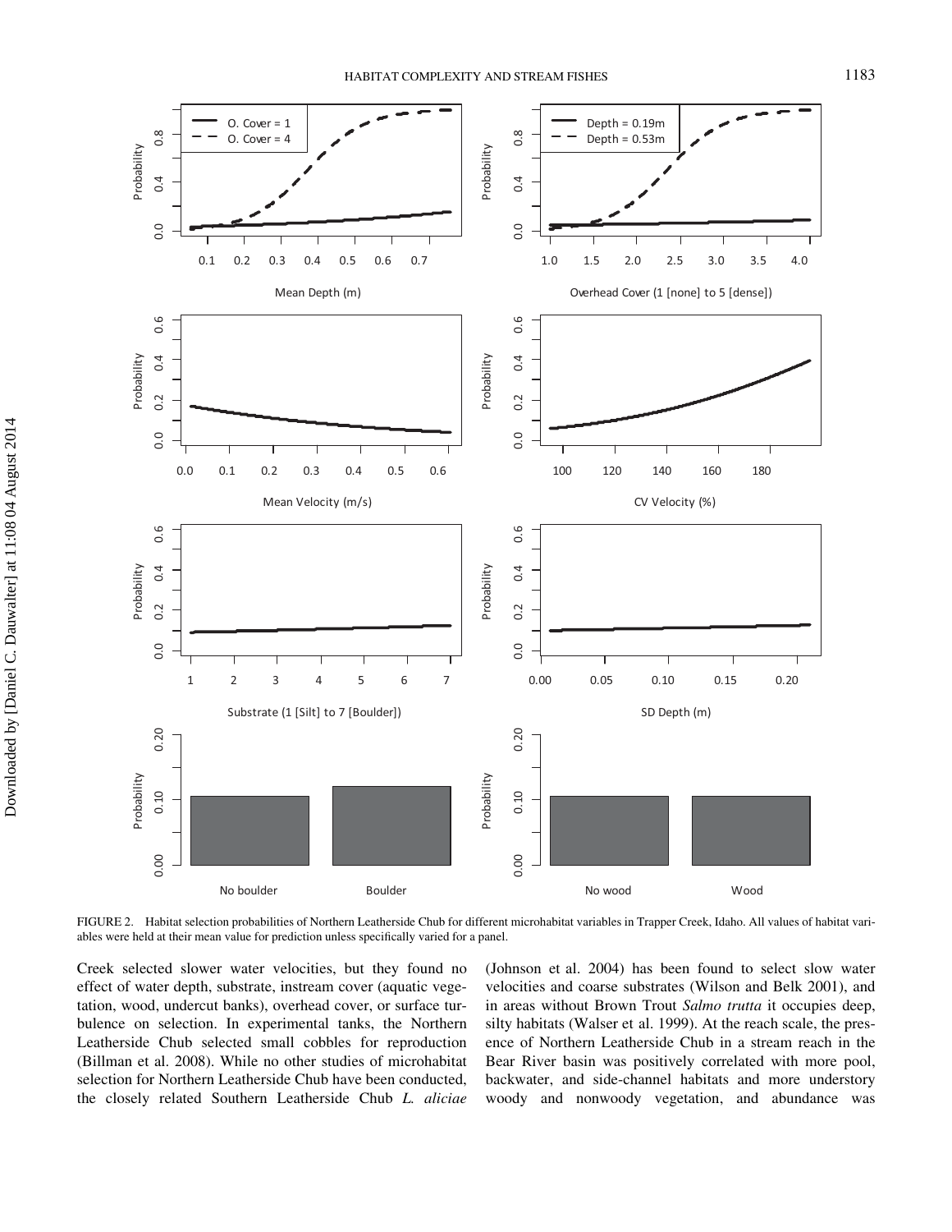FIGURE 2. Habitat selection probabilities of Northern Leatherside Chub for different microhabitat variables in Trapper Creek, Idaho. All values of habitat variables were held at their mean value for prediction unless specifically varied for a panel.

Creek selected slower water velocities, but they found no effect of water depth, substrate, instream cover (aquatic vegetation, wood, undercut banks), overhead cover, or surface turbulence on selection. In experimental tanks, the Northern Leatherside Chub selected small cobbles for reproduction (Billman et al. 2008). While no other studies of microhabitat selection for Northern Leatherside Chub have been conducted, the closely related Southern Leatherside Chub *L. aliciae* (Johnson et al. 2004) has been found to select slow water velocities and coarse substrates (Wilson and Belk 2001), and in areas without Brown Trout *Salmo trutta* it occupies deep, silty habitats (Walser et al. 1999). At the reach scale, the presence of Northern Leatherside Chub in a stream reach in the Bear River basin was positively correlated with more pool, backwater, and side-channel habitats and more understory woody and nonwoody vegetation, and abundance was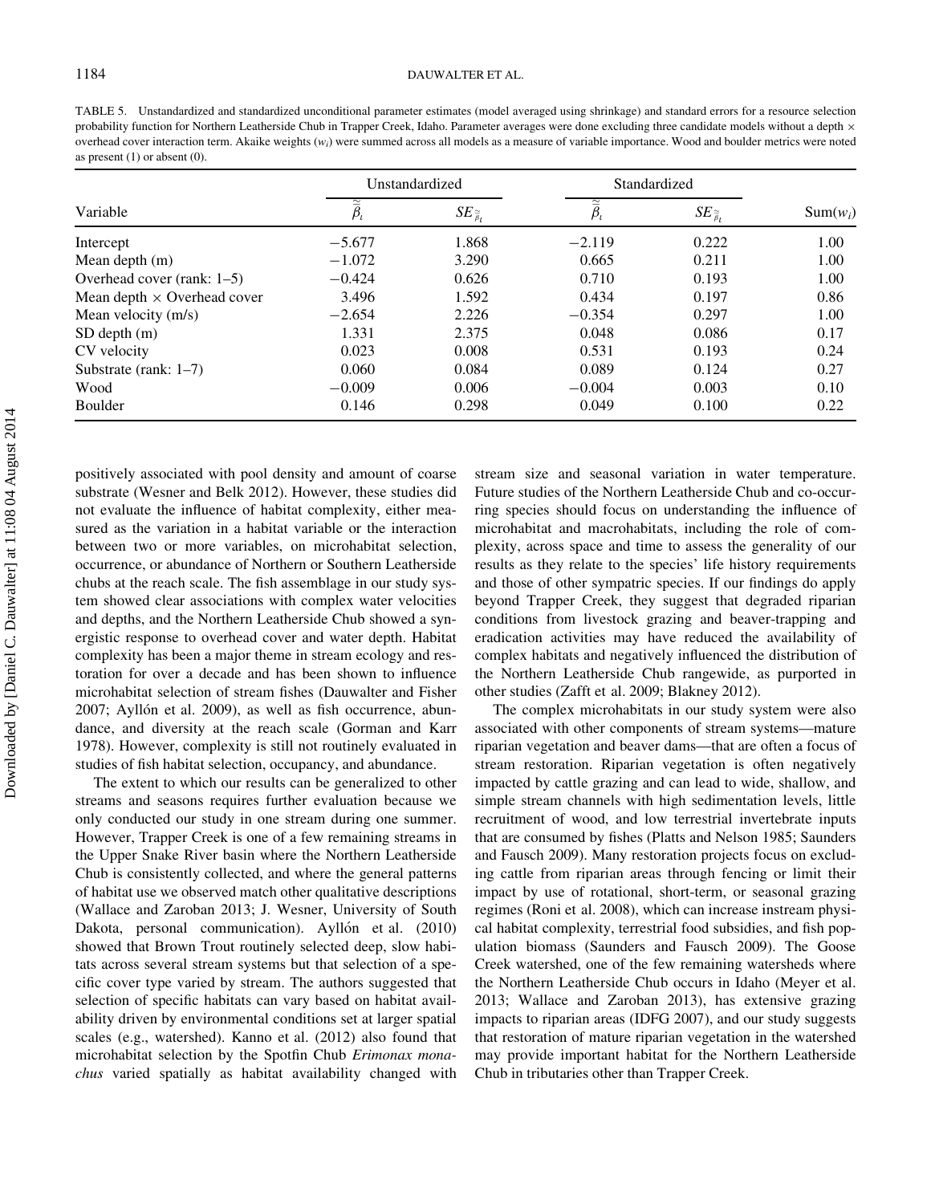TABLE 5. Unstandardized and standardized unconditional parameter estimates (model averaged using shrinkage) and standard errors for a resource selection probability function for Northern Leatherside Chub in Trapper Creek, Idaho. Parameter averages were done excluding three candidate models without a depth × overhead cover interaction term. Akaike weights ($w_i$) were summed across all models as a measure of variable importance. Wood and boulder metrics were noted as present (1) or absent (0).

| Variable | Unstandardized | | Standardized | | Sum($w_i$) |
|---|---|---|---|---|---|
| | $\tilde{\tilde{\beta}}_i$ | $SE_{\tilde{\tilde{\beta}}_i}$ | $\tilde{\tilde{\beta}}_i$ | $SE_{\tilde{\tilde{\beta}}_i}$ | |
| Intercept | −5.677 | 1.868 | −2.119 | 0.222 | 1.00 |
| Mean depth (m) | −1.072 | 3.290 | 0.665 | 0.211 | 1.00 |
| Overhead cover (rank: 1–5) | −0.424 | 0.626 | 0.710 | 0.193 | 1.00 |
| Mean depth × Overhead cover | 3.496 | 1.592 | 0.434 | 0.197 | 0.86 |
| Mean velocity (m/s) | −2.654 | 2.226 | −0.354 | 0.297 | 1.00 |
| SD depth (m) | 1.331 | 2.375 | 0.048 | 0.086 | 0.17 |
| CV velocity | 0.023 | 0.008 | 0.531 | 0.193 | 0.24 |
| Substrate (rank: 1–7) | 0.060 | 0.084 | 0.089 | 0.124 | 0.27 |
| Wood | −0.009 | 0.006 | −0.004 | 0.003 | 0.10 |
| Boulder | 0.146 | 0.298 | 0.049 | 0.100 | 0.22 |

positively associated with pool density and amount of coarse substrate (Wesner and Belk 2012). However, these studies did not evaluate the influence of habitat complexity, either measured as the variation in a habitat variable or the interaction between two or more variables, on microhabitat selection, occurrence, or abundance of Northern or Southern Leatherside chubs at the reach scale. The fish assemblage in our study system showed clear associations with complex water velocities and depths, and the Northern Leatherside Chub showed a synergistic response to overhead cover and water depth. Habitat complexity has been a major theme in stream ecology and restoration for over a decade and has been shown to influence microhabitat selection of stream fishes (Dauwalter and Fisher 2007; Ayllón et al. 2009), as well as fish occurrence, abundance, and diversity at the reach scale (Gorman and Karr 1978). However, complexity is still not routinely evaluated in studies of fish habitat selection, occupancy, and abundance.

The extent to which our results can be generalized to other streams and seasons requires further evaluation because we only conducted our study in one stream during one summer. However, Trapper Creek is one of a few remaining streams in the Upper Snake River basin where the Northern Leatherside Chub is consistently collected, and where the general patterns of habitat use we observed match other qualitative descriptions (Wallace and Zaroban 2013; J. Wesner, University of South Dakota, personal communication). Ayllón et al. (2010) showed that Brown Trout routinely selected deep, slow habitats across several stream systems but that selection of a specific cover type varied by stream. The authors suggested that selection of specific habitats can vary based on habitat availability driven by environmental conditions set at larger spatial scales (e.g., watershed). Kanno et al. (2012) also found that microhabitat selection by the Spotfin Chub *Erimonax monachus* varied spatially as habitat availability changed with stream size and seasonal variation in water temperature. Future studies of the Northern Leatherside Chub and co-occurring species should focus on understanding the influence of microhabitat and macrohabitats, including the role of complexity, across space and time to assess the generality of our results as they relate to the species' life history requirements and those of other sympatric species. If our findings do apply beyond Trapper Creek, they suggest that degraded riparian conditions from livestock grazing and beaver-trapping and eradication activities may have reduced the availability of complex habitats and negatively influenced the distribution of the Northern Leatherside Chub rangewide, as purported in other studies (Zafft et al. 2009; Blakney 2012).

The complex microhabitats in our study system were also associated with other components of stream systems—mature riparian vegetation and beaver dams—that are often a focus of stream restoration. Riparian vegetation is often negatively impacted by cattle grazing and can lead to wide, shallow, and simple stream channels with high sedimentation levels, little recruitment of wood, and low terrestrial invertebrate inputs that are consumed by fishes (Platts and Nelson 1985; Saunders and Fausch 2009). Many restoration projects focus on excluding cattle from riparian areas through fencing or limit their impact by use of rotational, short-term, or seasonal grazing regimes (Roni et al. 2008), which can increase instream physical habitat complexity, terrestrial food subsidies, and fish population biomass (Saunders and Fausch 2009). The Goose Creek watershed, one of the few remaining watersheds where the Northern Leatherside Chub occurs in Idaho (Meyer et al. 2013; Wallace and Zaroban 2013), has extensive grazing impacts to riparian areas (IDFG 2007), and our study suggests that restoration of mature riparian vegetation in the watershed may provide important habitat for the Northern Leatherside Chub in tributaries other than Trapper Creek.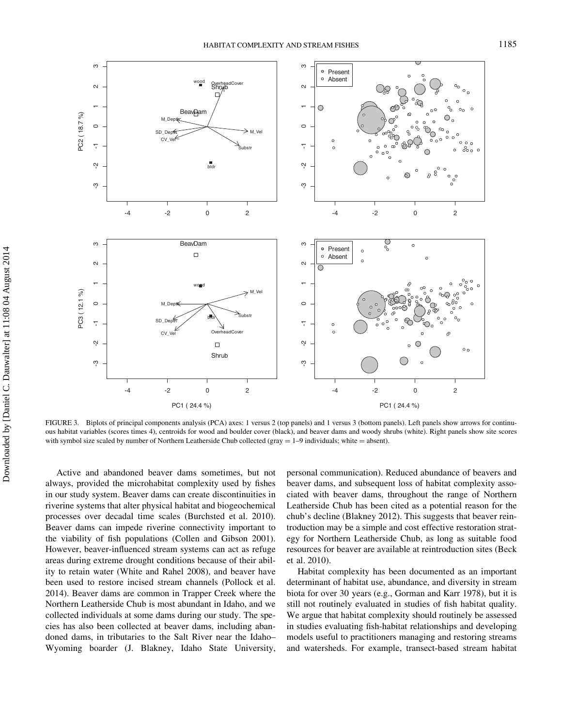FIGURE 3. Biplots of principal components analysis (PCA) axes: 1 versus 2 (top panels) and 1 versus 3 (bottom panels). Left panels show arrows for continuous habitat variables (scores times 4), centroids for wood and boulder cover (black), and beaver dams and woody shrubs (white). Right panels show site scores with symbol size scaled by number of Northern Leatherside Chub collected (gray = 1–9 individuals; white = absent).

Active and abandoned beaver dams sometimes, but not always, provided the microhabitat complexity used by fishes in our study system. Beaver dams can create discontinuities in riverine systems that alter physical habitat and biogeochemical processes over decadal time scales (Burchsted et al. 2010). Beaver dams can impede riverine connectivity important to the viability of fish populations (Collen and Gibson 2001). However, beaver-influenced stream systems can act as refuge areas during extreme drought conditions because of their ability to retain water (White and Rahel 2008), and beaver have been used to restore incised stream channels (Pollock et al. 2014). Beaver dams are common in Trapper Creek where the Northern Leatherside Chub is most abundant in Idaho, and we collected individuals at some dams during our study. The species has also been collected at beaver dams, including abandoned dams, in tributaries to the Salt River near the Idaho–Wyoming boarder (J. Blakney, Idaho State University, personal communication). Reduced abundance of beavers and beaver dams, and subsequent loss of habitat complexity associated with beaver dams, throughout the range of Northern Leatherside Chub has been cited as a potential reason for the chub's decline (Blakney 2012). This suggests that beaver reintroduction may be a simple and cost effective restoration strategy for Northern Leatherside Chub, as long as suitable food resources for beaver are available at reintroduction sites (Beck et al. 2010).

Habitat complexity has been documented as an important determinant of habitat use, abundance, and diversity in stream biota for over 30 years (e.g., Gorman and Karr 1978), but it is still not routinely evaluated in studies of fish habitat quality. We argue that habitat complexity should routinely be assessed in studies evaluating fish-habitat relationships and developing models useful to practitioners managing and restoring streams and watersheds. For example, transect-based stream habitat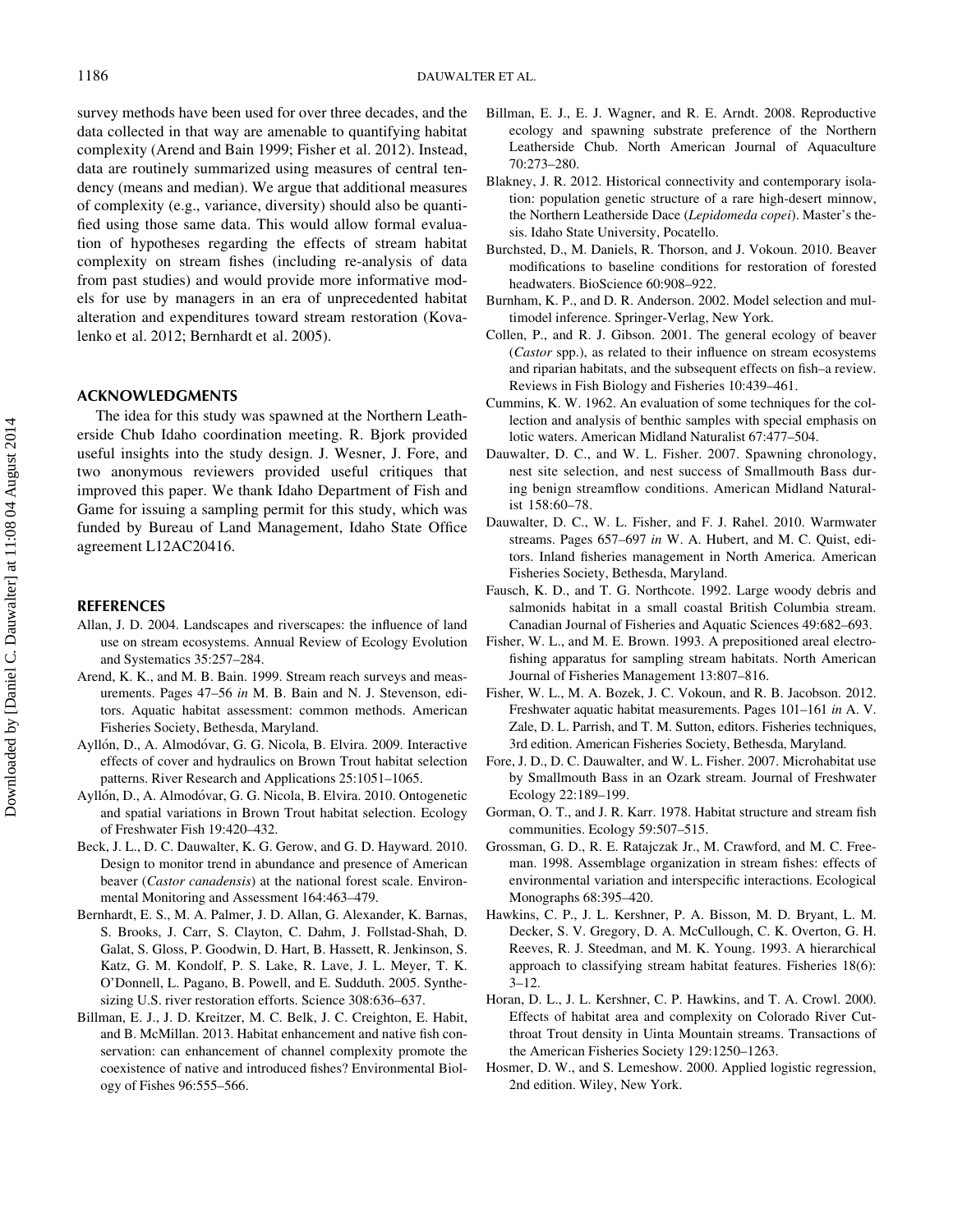survey methods have been used for over three decades, and the data collected in that way are amenable to quantifying habitat complexity (Arend and Bain 1999; Fisher et al. 2012). Instead, data are routinely summarized using measures of central tendency (means and median). We argue that additional measures of complexity (e.g., variance, diversity) should also be quantified using those same data. This would allow formal evaluation of hypotheses regarding the effects of stream habitat complexity on stream fishes (including re-analysis of data from past studies) and would provide more informative models for use by managers in an era of unprecedented habitat alteration and expenditures toward stream restoration (Kovalenko et al. 2012; Bernhardt et al. 2005).

## ACKNOWLEDGMENTS

The idea for this study was spawned at the Northern Leatherside Chub Idaho coordination meeting. R. Bjork provided useful insights into the study design. J. Wesner, J. Fore, and two anonymous reviewers provided useful critiques that improved this paper. We thank Idaho Department of Fish and Game for issuing a sampling permit for this study, which was funded by Bureau of Land Management, Idaho State Office agreement L12AC20416.

## REFERENCES

Allan, J. D. 2004. Landscapes and riverscapes: the influence of land use on stream ecosystems. Annual Review of Ecology Evolution and Systematics 35:257–284.

Arend, K. K., and M. B. Bain. 1999. Stream reach surveys and measurements. Pages 47–56 *in* M. B. Bain and N. J. Stevenson, editors. Aquatic habitat assessment: common methods. American Fisheries Society, Bethesda, Maryland.

Ayllón, D., A. Almodóvar, G. G. Nicola, B. Elvira. 2009. Interactive effects of cover and hydraulics on Brown Trout habitat selection patterns. River Research and Applications 25:1051–1065.

Ayllón, D., A. Almodóvar, G. G. Nicola, B. Elvira. 2010. Ontogenetic and spatial variations in Brown Trout habitat selection. Ecology of Freshwater Fish 19:420–432.

Beck, J. L., D. C. Dauwalter, K. G. Gerow, and G. D. Hayward. 2010. Design to monitor trend in abundance and presence of American beaver (*Castor canadensis*) at the national forest scale. Environmental Monitoring and Assessment 164:463–479.

Bernhardt, E. S., M. A. Palmer, J. D. Allan, G. Alexander, K. Barnas, S. Brooks, J. Carr, S. Clayton, C. Dahm, J. Follstad-Shah, D. Galat, S. Gloss, P. Goodwin, D. Hart, B. Hassett, R. Jenkinson, S. Katz, G. M. Kondolf, P. S. Lake, R. Lave, J. L. Meyer, T. K. O'Donnell, L. Pagano, B. Powell, and E. Sudduth. 2005. Synthesizing U.S. river restoration efforts. Science 308:636–637.

Billman, E. J., J. D. Kreitzer, M. C. Belk, J. C. Creighton, E. Habit, and B. McMillan. 2013. Habitat enhancement and native fish conservation: can enhancement of channel complexity promote the coexistence of native and introduced fishes? Environmental Biology of Fishes 96:555–566.

Billman, E. J., E. J. Wagner, and R. E. Arndt. 2008. Reproductive ecology and spawning substrate preference of the Northern Leatherside Chub. North American Journal of Aquaculture 70:273–280.

Blakney, J. R. 2012. Historical connectivity and contemporary isolation: population genetic structure of a rare high-desert minnow, the Northern Leatherside Dace (*Lepidomeda copei*). Master's thesis. Idaho State University, Pocatello.

Burchsted, D., M. Daniels, R. Thorson, and J. Vokoun. 2010. Beaver modifications to baseline conditions for restoration of forested headwaters. BioScience 60:908–922.

Burnham, K. P., and D. R. Anderson. 2002. Model selection and multimodel inference. Springer-Verlag, New York.

Collen, P., and R. J. Gibson. 2001. The general ecology of beaver (*Castor* spp.), as related to their influence on stream ecosystems and riparian habitats, and the subsequent effects on fish–a review. Reviews in Fish Biology and Fisheries 10:439–461.

Cummins, K. W. 1962. An evaluation of some techniques for the collection and analysis of benthic samples with special emphasis on lotic waters. American Midland Naturalist 67:477–504.

Dauwalter, D. C., and W. L. Fisher. 2007. Spawning chronology, nest site selection, and nest success of Smallmouth Bass during benign streamflow conditions. American Midland Naturalist 158:60–78.

Dauwalter, D. C., W. L. Fisher, and F. J. Rahel. 2010. Warmwater streams. Pages 657–697 *in* W. A. Hubert, and M. C. Quist, editors. Inland fisheries management in North America. American Fisheries Society, Bethesda, Maryland.

Fausch, K. D., and T. G. Northcote. 1992. Large woody debris and salmonids habitat in a small coastal British Columbia stream. Canadian Journal of Fisheries and Aquatic Sciences 49:682–693.

Fisher, W. L., and M. E. Brown. 1993. A prepositioned areal electrofishing apparatus for sampling stream habitats. North American Journal of Fisheries Management 13:807–816.

Fisher, W. L., M. A. Bozek, J. C. Vokoun, and R. B. Jacobson. 2012. Freshwater aquatic habitat measurements. Pages 101–161 *in* A. V. Zale, D. L. Parrish, and T. M. Sutton, editors. Fisheries techniques, 3rd edition. American Fisheries Society, Bethesda, Maryland.

Fore, J. D., D. C. Dauwalter, and W. L. Fisher. 2007. Microhabitat use by Smallmouth Bass in an Ozark stream. Journal of Freshwater Ecology 22:189–199.

Gorman, O. T., and J. R. Karr. 1978. Habitat structure and stream fish communities. Ecology 59:507–515.

Grossman, G. D., R. E. Ratajczak Jr., M. Crawford, and M. C. Freeman. 1998. Assemblage organization in stream fishes: effects of environmental variation and interspecific interactions. Ecological Monographs 68:395–420.

Hawkins, C. P., J. L. Kershner, P. A. Bisson, M. D. Bryant, L. M. Decker, S. V. Gregory, D. A. McCullough, C. K. Overton, G. H. Reeves, R. J. Steedman, and M. K. Young. 1993. A hierarchical approach to classifying stream habitat features. Fisheries 18(6): 3–12.

Horan, D. L., J. L. Kershner, C. P. Hawkins, and T. A. Crowl. 2000. Effects of habitat area and complexity on Colorado River Cutthroat Trout density in Uinta Mountain streams. Transactions of the American Fisheries Society 129:1250–1263.

Hosmer, D. W., and S. Lemeshow. 2000. Applied logistic regression, 2nd edition. Wiley, New York.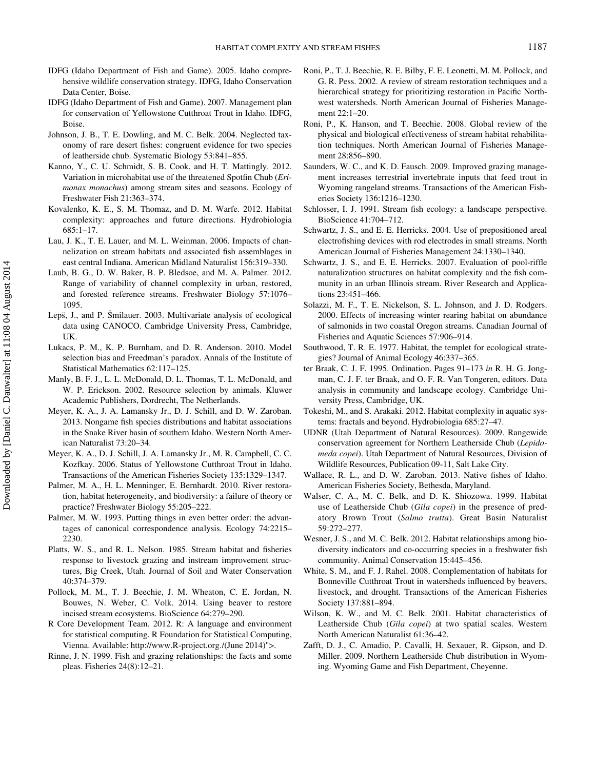IDFG (Idaho Department of Fish and Game). 2005. Idaho comprehensive wildlife conservation strategy. IDFG, Idaho Conservation Data Center, Boise.

IDFG (Idaho Department of Fish and Game). 2007. Management plan for conservation of Yellowstone Cutthroat Trout in Idaho. IDFG, Boise.

Johnson, J. B., T. E. Dowling, and M. C. Belk. 2004. Neglected taxonomy of rare desert fishes: congruent evidence for two species of leatherside chub. Systematic Biology 53:841–855.

Kanno, Y., C. U. Schmidt, S. B. Cook, and H. T. Mattingly. 2012. Variation in microhabitat use of the threatened Spotfin Chub (*Erimonax monachus*) among stream sites and seasons. Ecology of Freshwater Fish 21:363–374.

Kovalenko, K. E., S. M. Thomaz, and D. M. Warfe. 2012. Habitat complexity: approaches and future directions. Hydrobiologia 685:1–17.

Lau, J. K., T. E. Lauer, and M. L. Weinman. 2006. Impacts of channelization on stream habitats and associated fish assemblages in east central Indiana. American Midland Naturalist 156:319–330.

Laub, B. G., D. W. Baker, B. P. Bledsoe, and M. A. Palmer. 2012. Range of variability of channel complexity in urban, restored, and forested reference streams. Freshwater Biology 57:1076–1095.

Lepš, J., and P. Šmilauer. 2003. Multivariate analysis of ecological data using CANOCO. Cambridge University Press, Cambridge, UK.

Lukacs, P. M., K. P. Burnham, and D. R. Anderson. 2010. Model selection bias and Freedman's paradox. Annals of the Institute of Statistical Mathematics 62:117–125.

Manly, B. F. J., L. L. McDonald, D. L. Thomas, T. L. McDonald, and W. P. Erickson. 2002. Resource selection by animals. Kluwer Academic Publishers, Dordrecht, The Netherlands.

Meyer, K. A., J. A. Lamansky Jr., D. J. Schill, and D. W. Zaroban. 2013. Nongame fish species distributions and habitat associations in the Snake River basin of southern Idaho. Western North American Naturalist 73:20–34.

Meyer, K. A., D. J. Schill, J. A. Lamansky Jr., M. R. Campbell, C. C. Kozfkay. 2006. Status of Yellowstone Cutthroat Trout in Idaho. Transactions of the American Fisheries Society 135:1329–1347.

Palmer, M. A., H. L. Menninger, E. Bernhardt. 2010. River restoration, habitat heterogeneity, and biodiversity: a failure of theory or practice? Freshwater Biology 55:205–222.

Palmer, M. W. 1993. Putting things in even better order: the advantages of canonical correspondence analysis. Ecology 74:2215–2230.

Platts, W. S., and R. L. Nelson. 1985. Stream habitat and fisheries response to livestock grazing and instream improvement structures, Big Creek, Utah. Journal of Soil and Water Conservation 40:374–379.

Pollock, M. M., T. J. Beechie, J. M. Wheaton, C. E. Jordan, N. Bouwes, N. Weber, C. Volk. 2014. Using beaver to restore incised stream ecosystems. BioScience 64:279–290.

R Core Development Team. 2012. R: A language and environment for statistical computing. R Foundation for Statistical Computing, Vienna. Available: http://www.R-project.org./(June 2014)">.

Rinne, J. N. 1999. Fish and grazing relationships: the facts and some pleas. Fisheries 24(8):12–21.

Roni, P., T. J. Beechie, R. E. Bilby, F. E. Leonetti, M. M. Pollock, and G. R. Pess. 2002. A review of stream restoration techniques and a hierarchical strategy for prioritizing restoration in Pacific Northwest watersheds. North American Journal of Fisheries Management 22:1–20.

Roni, P., K. Hanson, and T. Beechie. 2008. Global review of the physical and biological effectiveness of stream habitat rehabilitation techniques. North American Journal of Fisheries Management 28:856–890.

Saunders, W. C., and K. D. Fausch. 2009. Improved grazing management increases terrestrial invertebrate inputs that feed trout in Wyoming rangeland streams. Transactions of the American Fisheries Society 136:1216–1230.

Schlosser, I. J. 1991. Stream fish ecology: a landscape perspective. BioScience 41:704–712.

Schwartz, J. S., and E. E. Herricks. 2004. Use of prepositioned areal electrofishing devices with rod electrodes in small streams. North American Journal of Fisheries Management 24:1330–1340.

Schwartz, J. S., and E. E. Herricks. 2007. Evaluation of pool-riffle naturalization structures on habitat complexity and the fish community in an urban Illinois stream. River Research and Applications 23:451–466.

Solazzi, M. F., T. E. Nickelson, S. L. Johnson, and J. D. Rodgers. 2000. Effects of increasing winter rearing habitat on abundance of salmonids in two coastal Oregon streams. Canadian Journal of Fisheries and Aquatic Sciences 57:906–914.

Southwood, T. R. E. 1977. Habitat, the templet for ecological strategies? Journal of Animal Ecology 46:337–365.

ter Braak, C. J. F. 1995. Ordination. Pages 91–173 *in* R. H. G. Jongman, C. J. F. ter Braak, and O. F. R. Van Tongeren, editors. Data analysis in community and landscape ecology. Cambridge University Press, Cambridge, UK.

Tokeshi, M., and S. Arakaki. 2012. Habitat complexity in aquatic systems: fractals and beyond. Hydrobiologia 685:27–47.

UDNR (Utah Department of Natural Resources). 2009. Rangewide conservation agreement for Northern Leatherside Chub (*Lepidomeda copei*). Utah Department of Natural Resources, Division of Wildlife Resources, Publication 09-11, Salt Lake City.

Wallace, R. L., and D. W. Zaroban. 2013. Native fishes of Idaho. American Fisheries Society, Bethesda, Maryland.

Walser, C. A., M. C. Belk, and D. K. Shiozowa. 1999. Habitat use of Leatherside Chub (*Gila copei*) in the presence of predatory Brown Trout (*Salmo trutta*). Great Basin Naturalist 59:272–277.

Wesner, J. S., and M. C. Belk. 2012. Habitat relationships among biodiversity indicators and co-occurring species in a freshwater fish community. Animal Conservation 15:445–456.

White, S. M., and F. J. Rahel. 2008. Complementation of habitats for Bonneville Cutthroat Trout in watersheds influenced by beavers, livestock, and drought. Transactions of the American Fisheries Society 137:881–894.

Wilson, K. W., and M. C. Belk. 2001. Habitat characteristics of Leatherside Chub (*Gila copei*) at two spatial scales. Western North American Naturalist 61:36–42.

Zafft, D. J., C. Amadio, P. Cavalli, H. Sexauer, R. Gipson, and D. Miller. 2009. Northern Leatherside Chub distribution in Wyoming. Wyoming Game and Fish Department, Cheyenne.